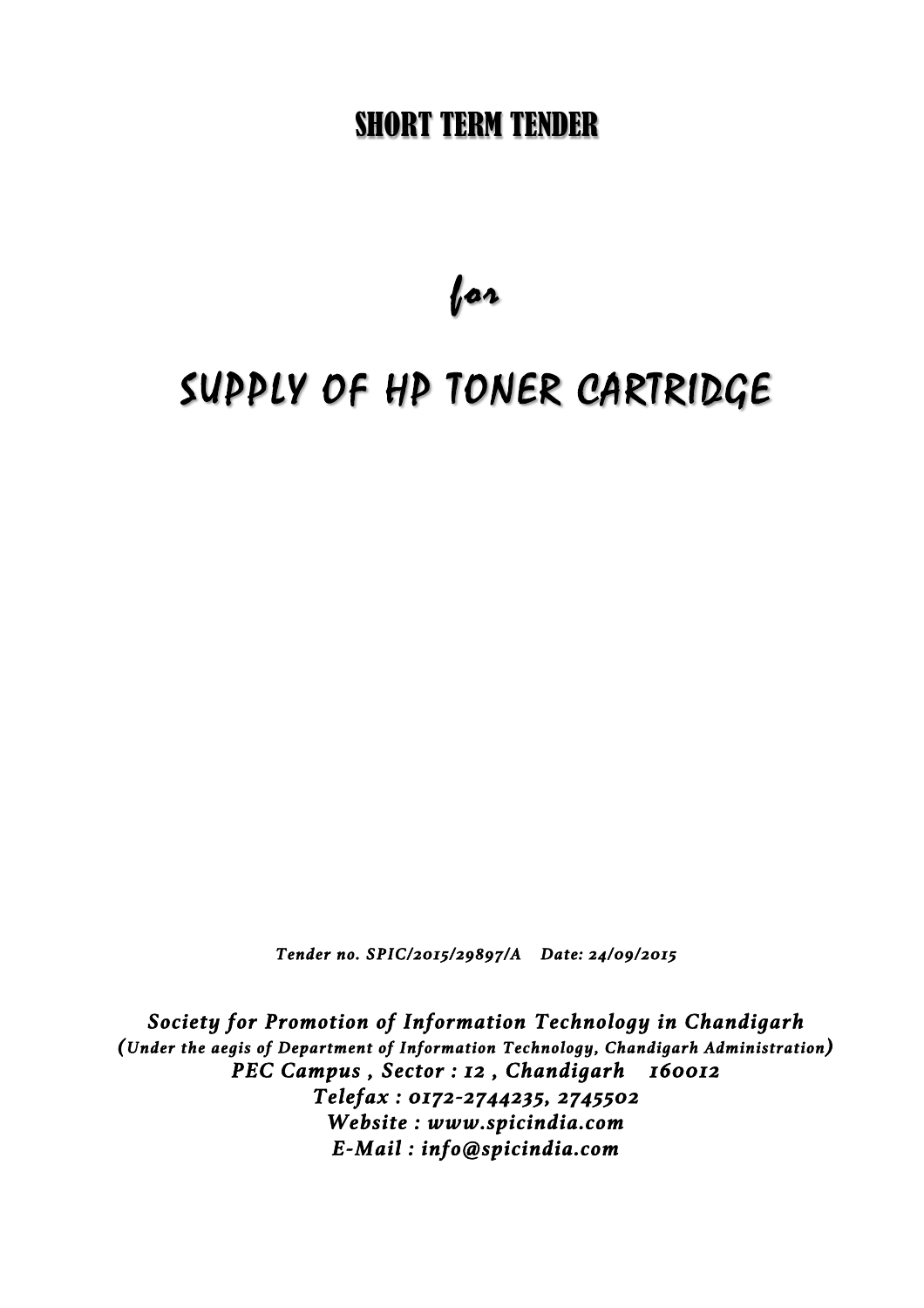# SHORT TERM TENDER

*for*

# SUPPLY OF HP TONER CARTRIDGE

***Tender no. SPIC/2015/29897/A    Date: 24/09/2015***

***Society for Promotion of Information Technology in Chandigarh***
***(Under the aegis of Department of Information Technology, Chandigarh Administration)***
***PEC Campus , Sector : 12 , Chandigarh   160012***
***Telefax : 0172-2744235, 2745502***
***Website : www.spicindia.com***
***E-Mail : info@spicindia.com***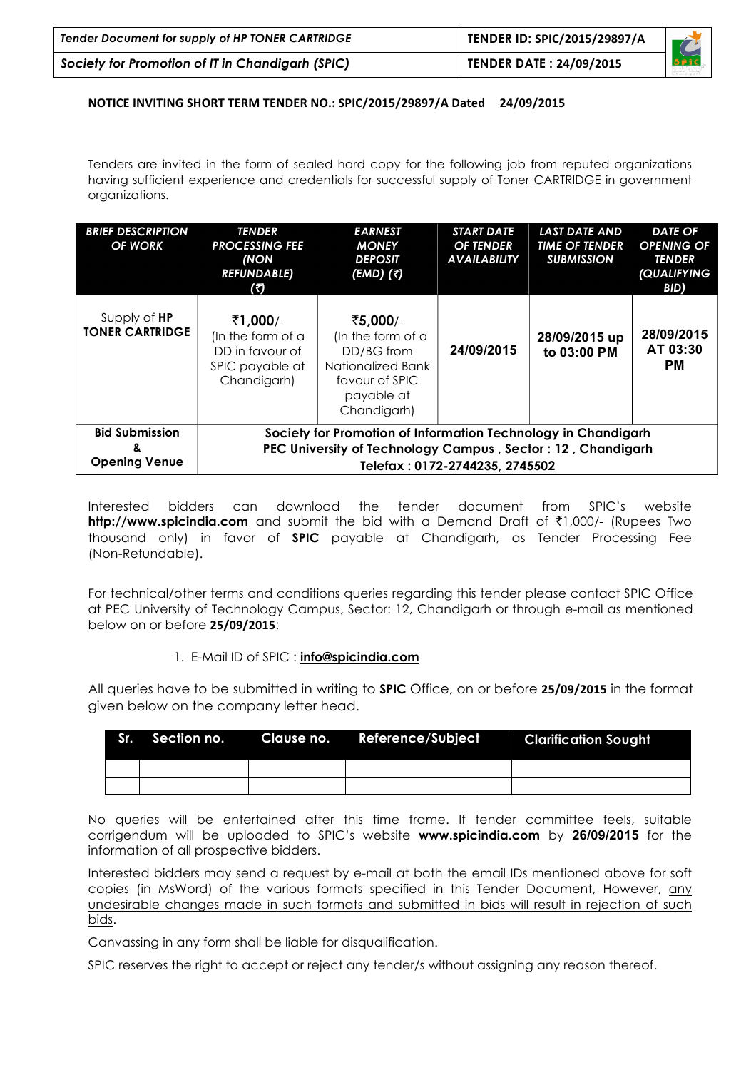**NOTICE INVITING SHORT TERM TENDER NO.: SPIC/2015/29897/A Dated 24/09/2015**

Tenders are invited in the form of sealed hard copy for the following job from reputed organizations having sufficient experience and credentials for successful supply of Toner CARTRIDGE in government organizations.

| BRIEF DESCRIPTION OF WORK | TENDER PROCESSING FEE (NON REFUNDABLE) (₹) | EARNEST MONEY DEPOSIT (EMD) (₹) | START DATE OF TENDER AVAILABILITY | LAST DATE AND TIME OF TENDER SUBMISSION | DATE OF OPENING OF TENDER (QUALIFYING BID) |
|---|---|---|---|---|---|
| Supply of **HP TONER CARTRIDGE** | **₹1,000/-** (In the form of a DD in favour of SPIC payable at Chandigarh) | **₹5,000/-** (In the form of a DD/BG from Nationalized Bank favour of SPIC payable at Chandigarh) | **24/09/2015** | **28/09/2015 up to 03:00 PM** | **28/09/2015 AT 03:30 PM** |
| **Bid Submission & Opening Venue** | **Society for Promotion of Information Technology in Chandigarh PEC University of Technology Campus , Sector : 12 , Chandigarh Telefax : 0172-2744235, 2745502** | | | | |

Interested bidders can download the tender document from SPIC's website **http://www.spicindia.com** and submit the bid with a Demand Draft of ₹1,000/- (Rupees Two thousand only) in favor of **SPIC** payable at Chandigarh, as Tender Processing Fee (Non-Refundable).

For technical/other terms and conditions queries regarding this tender please contact SPIC Office at PEC University of Technology Campus, Sector: 12, Chandigarh or through e-mail as mentioned below on or before **25/09/2015**:

1. E-Mail ID of SPIC : **info@spicindia.com**

All queries have to be submitted in writing to **SPIC** Office, on or before **25/09/2015** in the format given below on the company letter head.

| Sr. | Section no. | Clause no. | Reference/Subject | Clarification Sought |
|---|---|---|---|---|
| | | | | |
| | | | | |

No queries will be entertained after this time frame. If tender committee feels, suitable corrigendum will be uploaded to SPIC's website **www.spicindia.com** by **26/09/2015** for the information of all prospective bidders.

Interested bidders may send a request by e-mail at both the email IDs mentioned above for soft copies (in MsWord) of the various formats specified in this Tender Document, However, any undesirable changes made in such formats and submitted in bids will result in rejection of such bids.

Canvassing in any form shall be liable for disqualification.

SPIC reserves the right to accept or reject any tender/s without assigning any reason thereof.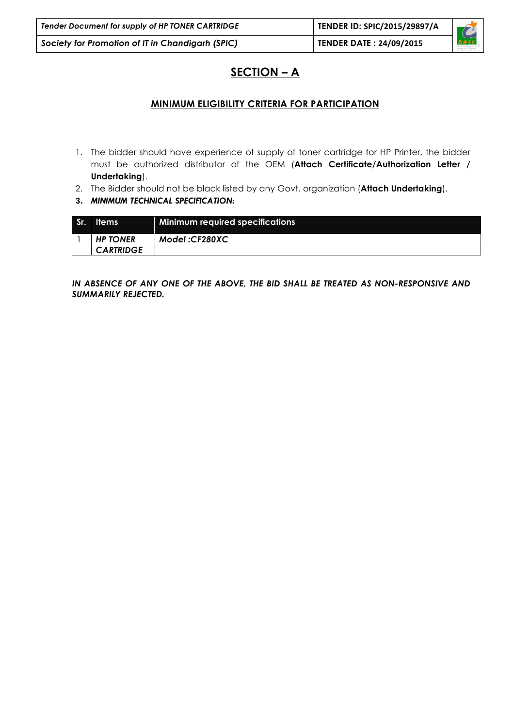# SECTION – A

## MINIMUM ELIGIBILITY CRITERIA FOR PARTICIPATION

1. The bidder should have experience of supply of toner cartridge for HP Printer, the bidder must be authorized distributor of the OEM (**Attach Certificate/Authorization Letter / Undertaking**).
2. The Bidder should not be black listed by any Govt. organization (**Attach Undertaking**).
3. ***MINIMUM TECHNICAL SPECIFICATION:***

| Sr. | Items | Minimum required specifications |
|---|---|---|
| 1 | ***HP TONER CARTRIDGE*** | ***Model :CF280XC*** |

***IN ABSENCE OF ANY ONE OF THE ABOVE, THE BID SHALL BE TREATED AS NON-RESPONSIVE AND SUMMARILY REJECTED.***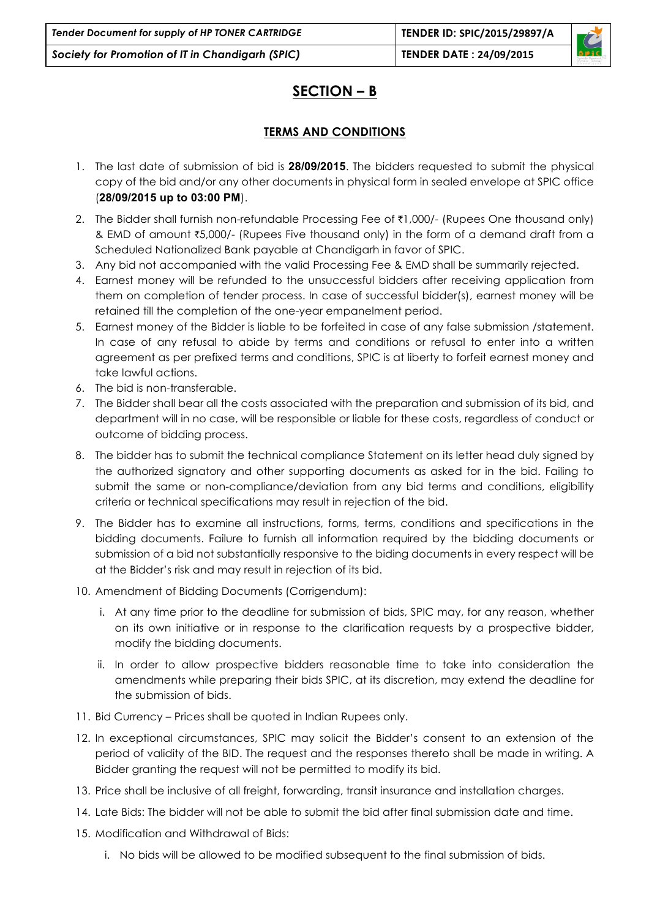## SECTION – B

### TERMS AND CONDITIONS

1. The last date of submission of bid is **28/09/2015**. The bidders requested to submit the physical copy of the bid and/or any other documents in physical form in sealed envelope at SPIC office (**28/09/2015 up to 03:00 PM**).
2. The Bidder shall furnish non-refundable Processing Fee of ₹1,000/- (Rupees One thousand only) & EMD of amount ₹5,000/- (Rupees Five thousand only) in the form of a demand draft from a Scheduled Nationalized Bank payable at Chandigarh in favor of SPIC.
3. Any bid not accompanied with the valid Processing Fee & EMD shall be summarily rejected.
4. Earnest money will be refunded to the unsuccessful bidders after receiving application from them on completion of tender process. In case of successful bidder(s), earnest money will be retained till the completion of the one-year empanelment period.
5. Earnest money of the Bidder is liable to be forfeited in case of any false submission /statement. In case of any refusal to abide by terms and conditions or refusal to enter into a written agreement as per prefixed terms and conditions, SPIC is at liberty to forfeit earnest money and take lawful actions.
6. The bid is non-transferable.
7. The Bidder shall bear all the costs associated with the preparation and submission of its bid, and department will in no case, will be responsible or liable for these costs, regardless of conduct or outcome of bidding process.
8. The bidder has to submit the technical compliance Statement on its letter head duly signed by the authorized signatory and other supporting documents as asked for in the bid. Failing to submit the same or non-compliance/deviation from any bid terms and conditions, eligibility criteria or technical specifications may result in rejection of the bid.
9. The Bidder has to examine all instructions, forms, terms, conditions and specifications in the bidding documents. Failure to furnish all information required by the bidding documents or submission of a bid not substantially responsive to the biding documents in every respect will be at the Bidder's risk and may result in rejection of its bid.
10. Amendment of Bidding Documents (Corrigendum):
    i. At any time prior to the deadline for submission of bids, SPIC may, for any reason, whether on its own initiative or in response to the clarification requests by a prospective bidder, modify the bidding documents.
    ii. In order to allow prospective bidders reasonable time to take into consideration the amendments while preparing their bids SPIC, at its discretion, may extend the deadline for the submission of bids.
11. Bid Currency – Prices shall be quoted in Indian Rupees only.
12. In exceptional circumstances, SPIC may solicit the Bidder's consent to an extension of the period of validity of the BID. The request and the responses thereto shall be made in writing. A Bidder granting the request will not be permitted to modify its bid.
13. Price shall be inclusive of all freight, forwarding, transit insurance and installation charges.
14. Late Bids: The bidder will not be able to submit the bid after final submission date and time.
15. Modification and Withdrawal of Bids:
    i. No bids will be allowed to be modified subsequent to the final submission of bids.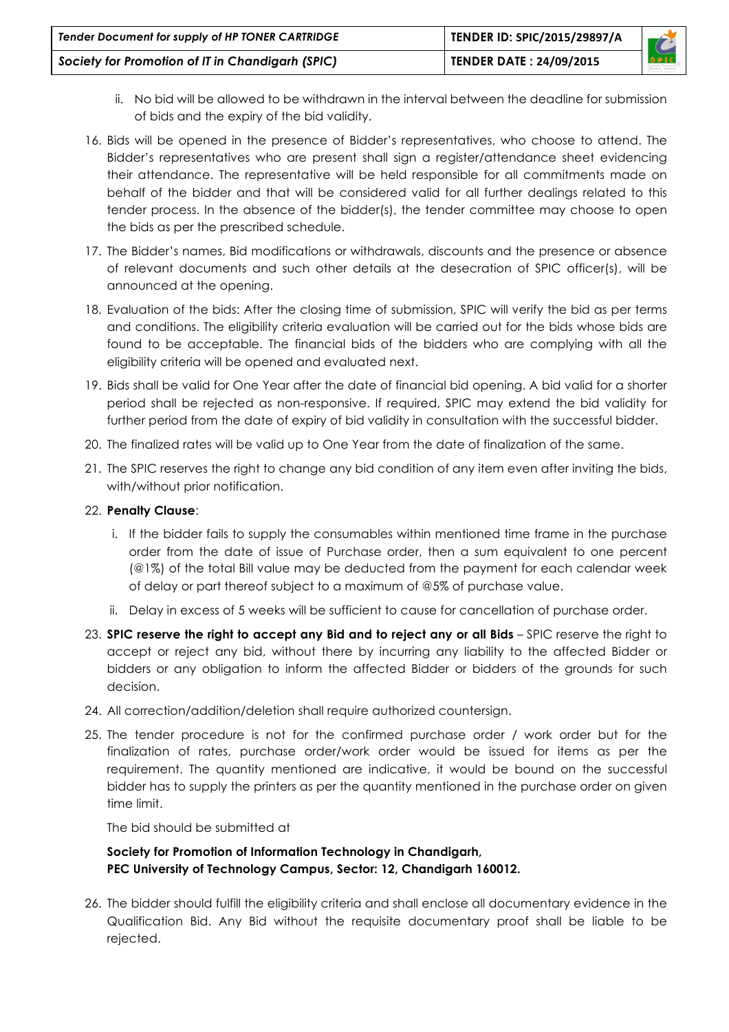ii. No bid will be allowed to be withdrawn in the interval between the deadline for submission of bids and the expiry of the bid validity.

16. Bids will be opened in the presence of Bidder's representatives, who choose to attend. The Bidder's representatives who are present shall sign a register/attendance sheet evidencing their attendance. The representative will be held responsible for all commitments made on behalf of the bidder and that will be considered valid for all further dealings related to this tender process. In the absence of the bidder(s), the tender committee may choose to open the bids as per the prescribed schedule.

17. The Bidder's names, Bid modifications or withdrawals, discounts and the presence or absence of relevant documents and such other details at the desecration of SPIC officer(s), will be announced at the opening.

18. Evaluation of the bids: After the closing time of submission, SPIC will verify the bid as per terms and conditions. The eligibility criteria evaluation will be carried out for the bids whose bids are found to be acceptable. The financial bids of the bidders who are complying with all the eligibility criteria will be opened and evaluated next.

19. Bids shall be valid for One Year after the date of financial bid opening. A bid valid for a shorter period shall be rejected as non-responsive. If required, SPIC may extend the bid validity for further period from the date of expiry of bid validity in consultation with the successful bidder.

20. The finalized rates will be valid up to One Year from the date of finalization of the same.

21. The SPIC reserves the right to change any bid condition of any item even after inviting the bids, with/without prior notification.

22. **Penalty Clause**:

    i. If the bidder fails to supply the consumables within mentioned time frame in the purchase order from the date of issue of Purchase order, then a sum equivalent to one percent (@1%) of the total Bill value may be deducted from the payment for each calendar week of delay or part thereof subject to a maximum of @5% of purchase value.

    ii. Delay in excess of 5 weeks will be sufficient to cause for cancellation of purchase order.

23. **SPIC reserve the right to accept any Bid and to reject any or all Bids** – SPIC reserve the right to accept or reject any bid, without there by incurring any liability to the affected Bidder or bidders or any obligation to inform the affected Bidder or bidders of the grounds for such decision.

24. All correction/addition/deletion shall require authorized countersign.

25. The tender procedure is not for the confirmed purchase order / work order but for the finalization of rates, purchase order/work order would be issued for items as per the requirement. The quantity mentioned are indicative, it would be bound on the successful bidder has to supply the printers as per the quantity mentioned in the purchase order on given time limit.

    The bid should be submitted at

    **Society for Promotion of Information Technology in Chandigarh,**
    **PEC University of Technology Campus, Sector: 12, Chandigarh 160012.**

26. The bidder should fulfill the eligibility criteria and shall enclose all documentary evidence in the Qualification Bid. Any Bid without the requisite documentary proof shall be liable to be rejected.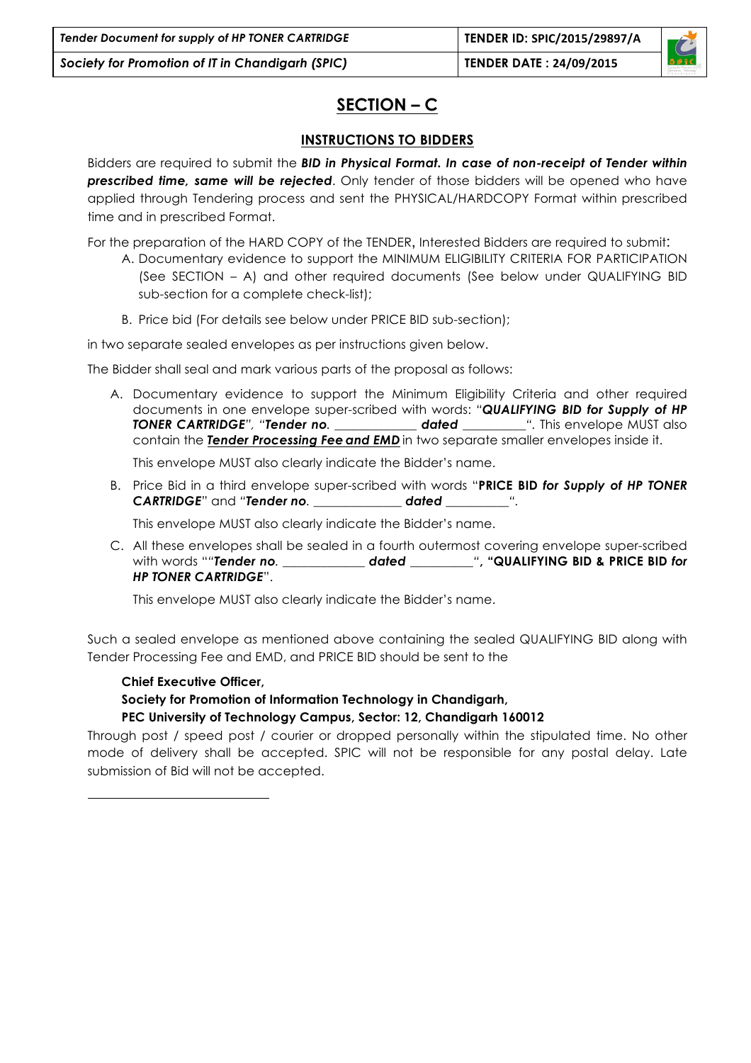# SECTION – C

## INSTRUCTIONS TO BIDDERS

Bidders are required to submit the ***BID in Physical Format. In case of non-receipt of Tender within prescribed time, same will be rejected***. Only tender of those bidders will be opened who have applied through Tendering process and sent the PHYSICAL/HARDCOPY Format within prescribed time and in prescribed Format.

For the preparation of the HARD COPY of the TENDER**,** Interested Bidders are required to submit:

A. Documentary evidence to support the MINIMUM ELIGIBILITY CRITERIA FOR PARTICIPATION (See SECTION – A) and other required documents (See below under QUALIFYING BID sub-section for a complete check-list);

B. Price bid (For details see below under PRICE BID sub-section);

in two separate sealed envelopes as per instructions given below.

The Bidder shall seal and mark various parts of the proposal as follows:

A. Documentary evidence to support the Minimum Eligibility Criteria and other required documents in one envelope super-scribed with words: "***QUALIFYING BID for Supply of HP TONER CARTRIDGE***", "***Tender no.*** _____________ ***dated*** __________". This envelope MUST also contain the ***Tender Processing Fee and EMD*** in two separate smaller envelopes inside it.

   This envelope MUST also clearly indicate the Bidder's name.

B. Price Bid in a third envelope super-scribed with words "**PRICE BID *for Supply of HP TONER CARTRIDGE***" and "***Tender no.*** ______________ ***dated*** __________".

   This envelope MUST also clearly indicate the Bidder's name.

C. All these envelopes shall be sealed in a fourth outermost covering envelope super-scribed with words ""***Tender no.*** _____________ ***dated*** __________", **"QUALIFYING BID & PRICE BID *for HP TONER CARTRIDGE***".

   This envelope MUST also clearly indicate the Bidder's name.

Such a sealed envelope as mentioned above containing the sealed QUALIFYING BID along with Tender Processing Fee and EMD, and PRICE BID should be sent to the

**Chief Executive Officer,**
**Society for Promotion of Information Technology in Chandigarh,**
**PEC University of Technology Campus, Sector: 12, Chandigarh 160012**

Through post / speed post / courier or dropped personally within the stipulated time. No other mode of delivery shall be accepted. SPIC will not be responsible for any postal delay. Late submission of Bid will not be accepted.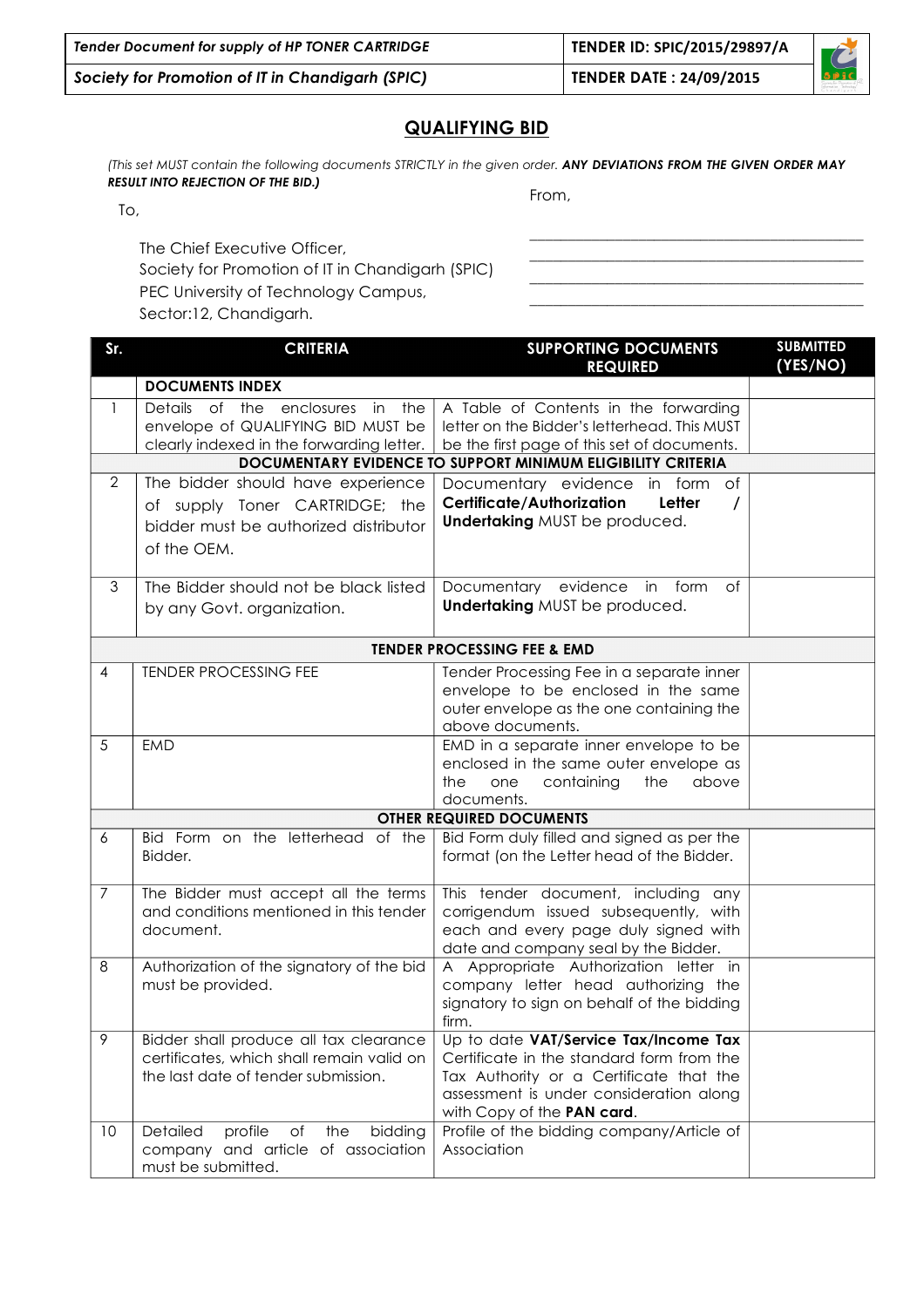## QUALIFYING BID

*(This set MUST contain the following documents STRICTLY in the given order. **ANY DEVIATIONS FROM THE GIVEN ORDER MAY RESULT INTO REJECTION OF THE BID.)***

To,

The Chief Executive Officer,
Society for Promotion of IT in Chandigarh (SPIC)
PEC University of Technology Campus,
Sector:12, Chandigarh.

From,

\_\_\_\_\_\_\_\_\_\_\_\_\_\_\_\_\_\_\_\_\_\_\_\_\_\_\_\_\_\_\_\_\_\_\_\_\_\_\_\_
\_\_\_\_\_\_\_\_\_\_\_\_\_\_\_\_\_\_\_\_\_\_\_\_\_\_\_\_\_\_\_\_\_\_\_\_\_\_\_\_
\_\_\_\_\_\_\_\_\_\_\_\_\_\_\_\_\_\_\_\_\_\_\_\_\_\_\_\_\_\_\_\_\_\_\_\_\_\_\_\_
\_\_\_\_\_\_\_\_\_\_\_\_\_\_\_\_\_\_\_\_\_\_\_\_\_\_\_\_\_\_\_\_\_\_\_\_\_\_\_\_

| Sr. | CRITERIA | SUPPORTING DOCUMENTS REQUIRED | SUBMITTED (YES/NO) |
|---|---|---|---|
| | **DOCUMENTS INDEX** | | |
| 1 | Details of the enclosures in the envelope of QUALIFYING BID MUST be clearly indexed in the forwarding letter. | A Table of Contents in the forwarding letter on the Bidder's letterhead. This MUST be the first page of this set of documents. | |
| | **DOCUMENTARY EVIDENCE TO SUPPORT MINIMUM ELIGIBILITY CRITERIA** | | |
| 2 | The bidder should have experience of supply Toner CARTRIDGE; the bidder must be authorized distributor of the OEM. | Documentary evidence in form of **Certificate/Authorization Letter / Undertaking** MUST be produced. | |
| 3 | The Bidder should not be black listed by any Govt. organization. | Documentary evidence in form of **Undertaking** MUST be produced. | |
| | **TENDER PROCESSING FEE & EMD** | | |
| 4 | TENDER PROCESSING FEE | Tender Processing Fee in a separate inner envelope to be enclosed in the same outer envelope as the one containing the above documents. | |
| 5 | EMD | EMD in a separate inner envelope to be enclosed in the same outer envelope as the one containing the above documents. | |
| | **OTHER REQUIRED DOCUMENTS** | | |
| 6 | Bid Form on the letterhead of the Bidder. | Bid Form duly filled and signed as per the format (on the Letter head of the Bidder. | |
| 7 | The Bidder must accept all the terms and conditions mentioned in this tender document. | This tender document, including any corrigendum issued subsequently, with each and every page duly signed with date and company seal by the Bidder. | |
| 8 | Authorization of the signatory of the bid must be provided. | A Appropriate Authorization letter in company letter head authorizing the signatory to sign on behalf of the bidding firm. | |
| 9 | Bidder shall produce all tax clearance certificates, which shall remain valid on the last date of tender submission. | Up to date **VAT/Service Tax/Income Tax** Certificate in the standard form from the Tax Authority or a Certificate that the assessment is under consideration along with Copy of the **PAN card**. | |
| 10 | Detailed profile of the bidding company and article of association must be submitted. | Profile of the bidding company/Article of Association | |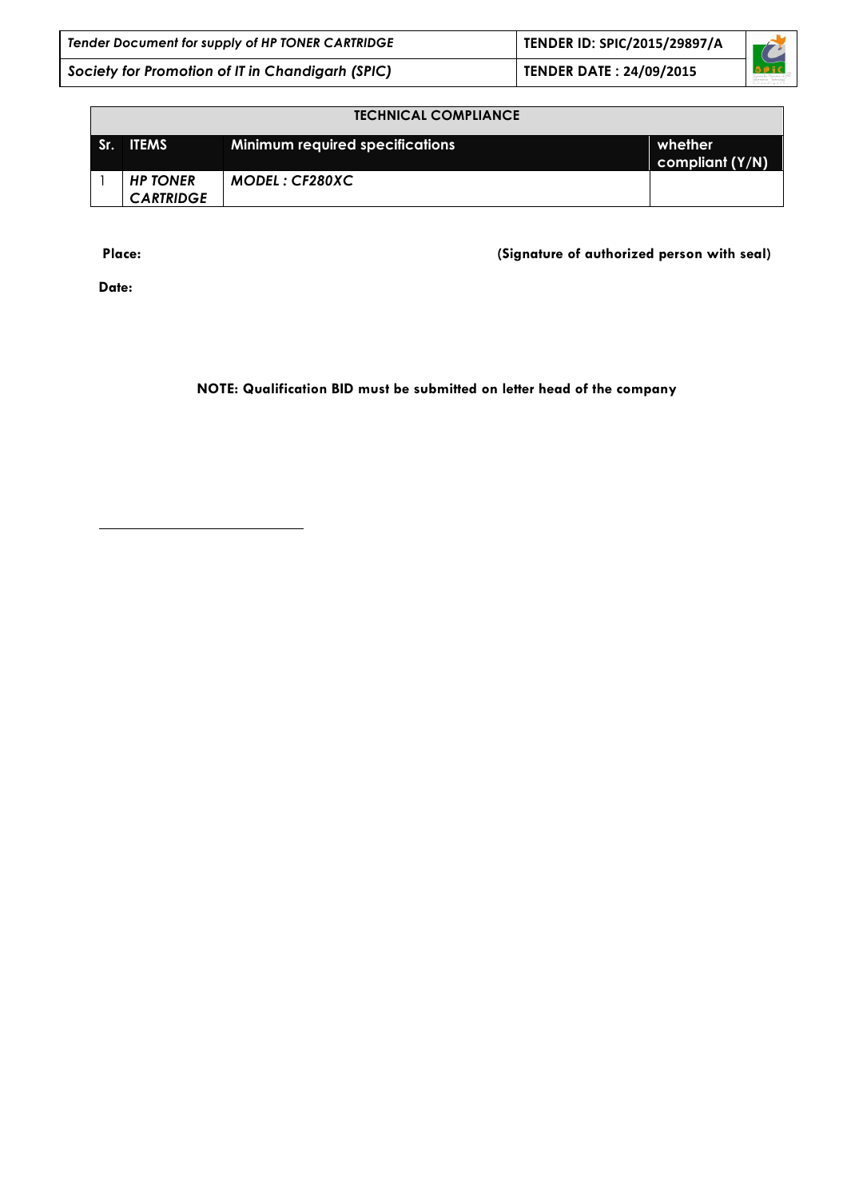| TECHNICAL COMPLIANCE | | | |
|---|---|---|---|
| **Sr.** | **ITEMS** | **Minimum required specifications** | **whether compliant (Y/N)** |
| 1 | ***HP TONER CARTRIDGE*** | ***MODEL : CF280XC*** | |

**Place:** **(Signature of authorized person with seal)**

**Date:**

**NOTE: Qualification BID must be submitted on letter head of the company**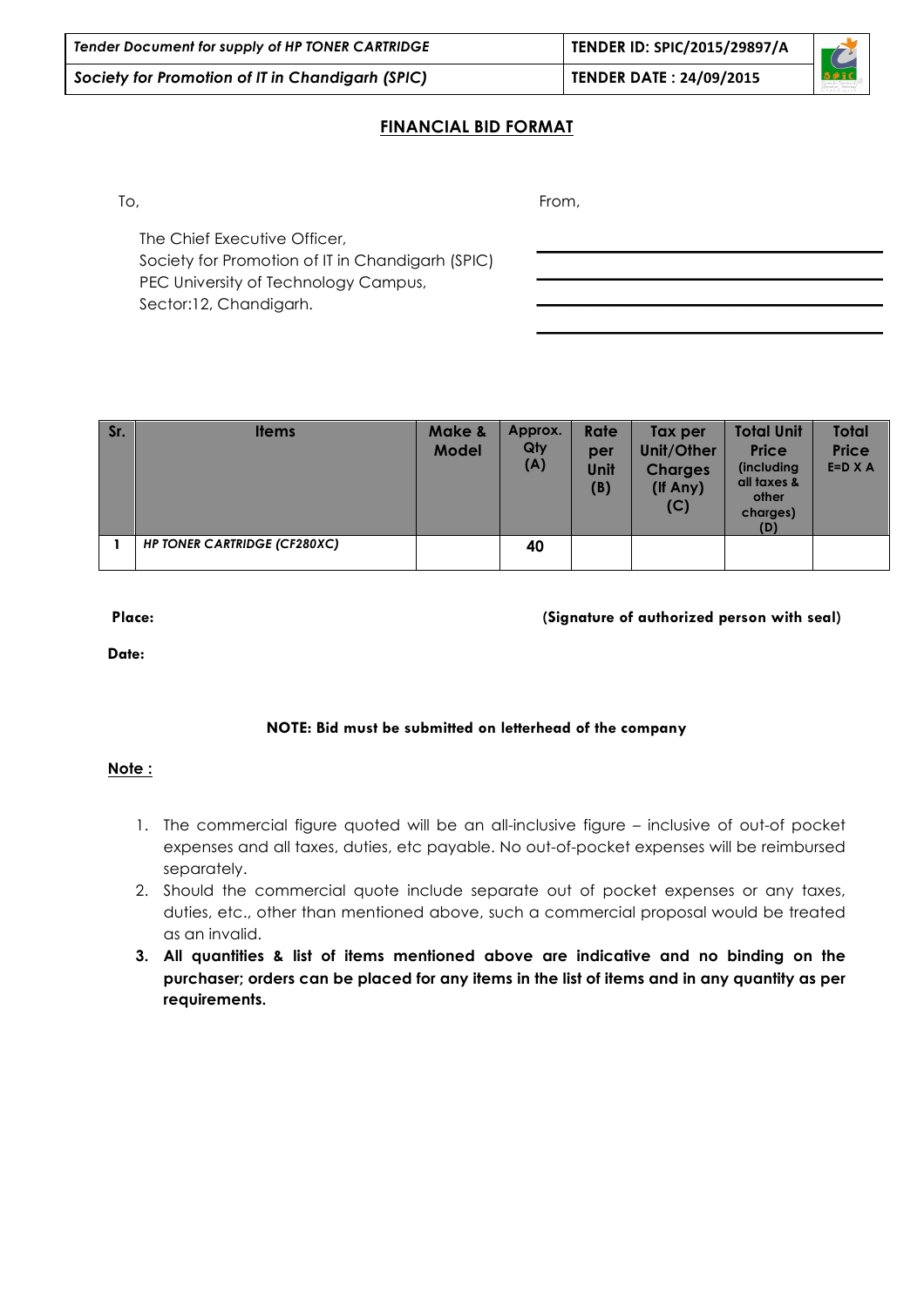## FINANCIAL BID FORMAT

To,

The Chief Executive Officer,
Society for Promotion of IT in Chandigarh (SPIC)
PEC University of Technology Campus,
Sector:12, Chandigarh.

From,

\_\_\_\_\_\_\_\_\_\_\_\_\_\_\_\_\_\_\_\_\_\_\_\_\_\_\_\_\_\_

\_\_\_\_\_\_\_\_\_\_\_\_\_\_\_\_\_\_\_\_\_\_\_\_\_\_\_\_\_\_

\_\_\_\_\_\_\_\_\_\_\_\_\_\_\_\_\_\_\_\_\_\_\_\_\_\_\_\_\_\_

\_\_\_\_\_\_\_\_\_\_\_\_\_\_\_\_\_\_\_\_\_\_\_\_\_\_\_\_\_\_

| Sr. | Items | Make & Model | Approx. Qty (A) | Rate per Unit (B) | Tax per Unit/Other Charges (If Any) (C) | Total Unit Price (including all taxes & other charges) (D) | Total Price E=D X A |
|---|---|---|---|---|---|---|---|
| 1 | *HP TONER CARTRIDGE (CF280XC)* | | 40 | | | | |

**Place:** **(Signature of authorized person with seal)**

**Date:**

**NOTE: Bid must be submitted on letterhead of the company**

**Note :**

1. The commercial figure quoted will be an all-inclusive figure – inclusive of out-of pocket expenses and all taxes, duties, etc payable. No out-of-pocket expenses will be reimbursed separately.
2. Should the commercial quote include separate out of pocket expenses or any taxes, duties, etc., other than mentioned above, such a commercial proposal would be treated as an invalid.
3. **All quantities & list of items mentioned above are indicative and no binding on the purchaser; orders can be placed for any items in the list of items and in any quantity as per requirements.**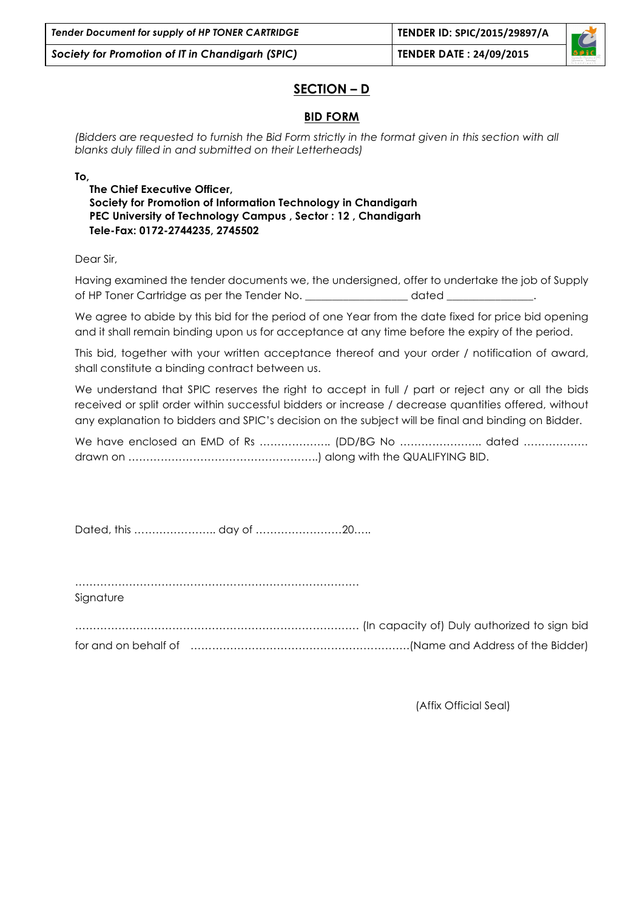## SECTION – D

### BID FORM

*(Bidders are requested to furnish the Bid Form strictly in the format given in this section with all blanks duly filled in and submitted on their Letterheads)*

**To,**

**The Chief Executive Officer,**
**Society for Promotion of Information Technology in Chandigarh**
**PEC University of Technology Campus , Sector : 12 , Chandigarh**
**Tele-Fax: 0172-2744235, 2745502**

Dear Sir,

Having examined the tender documents we, the undersigned, offer to undertake the job of Supply of HP Toner Cartridge as per the Tender No. __________________ dated _______________.

We agree to abide by this bid for the period of one Year from the date fixed for price bid opening and it shall remain binding upon us for acceptance at any time before the expiry of the period.

This bid, together with your written acceptance thereof and your order / notification of award, shall constitute a binding contract between us.

We understand that SPIC reserves the right to accept in full / part or reject any or all the bids received or split order within successful bidders or increase / decrease quantities offered, without any explanation to bidders and SPIC's decision on the subject will be final and binding on Bidder.

We have enclosed an EMD of Rs ……………….. (DD/BG No ………………….. dated ……………… drawn on ……………………………………………..) along with the QUALIFYING BID.

Dated, this ………………….. day of ……………………20…..

……………………………………………………………………
Signature

…………………………………………………………………… (In capacity of) Duly authorized to sign bid for and on behalf of ……………………………………………………(Name and Address of the Bidder)

(Affix Official Seal)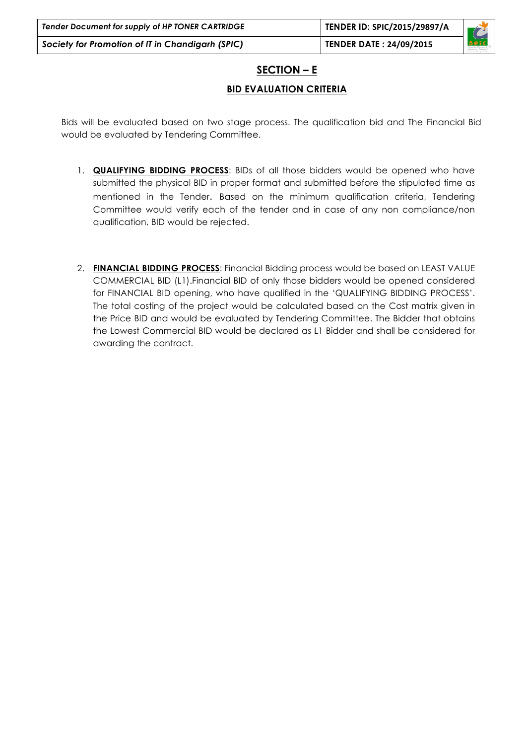## SECTION – E

### BID EVALUATION CRITERIA

Bids will be evaluated based on two stage process. The qualification bid and The Financial Bid would be evaluated by Tendering Committee.

1. **QUALIFYING BIDDING PROCESS**: BIDs of all those bidders would be opened who have submitted the physical BID in proper format and submitted before the stipulated time as mentioned in the Tender. Based on the minimum qualification criteria, Tendering Committee would verify each of the tender and in case of any non compliance/non qualification, BID would be rejected.

2. **FINANCIAL BIDDING PROCESS**: Financial Bidding process would be based on LEAST VALUE COMMERCIAL BID (L1).Financial BID of only those bidders would be opened considered for FINANCIAL BID opening, who have qualified in the 'QUALIFYING BIDDING PROCESS'. The total costing of the project would be calculated based on the Cost matrix given in the Price BID and would be evaluated by Tendering Committee. The Bidder that obtains the Lowest Commercial BID would be declared as L1 Bidder and shall be considered for awarding the contract.